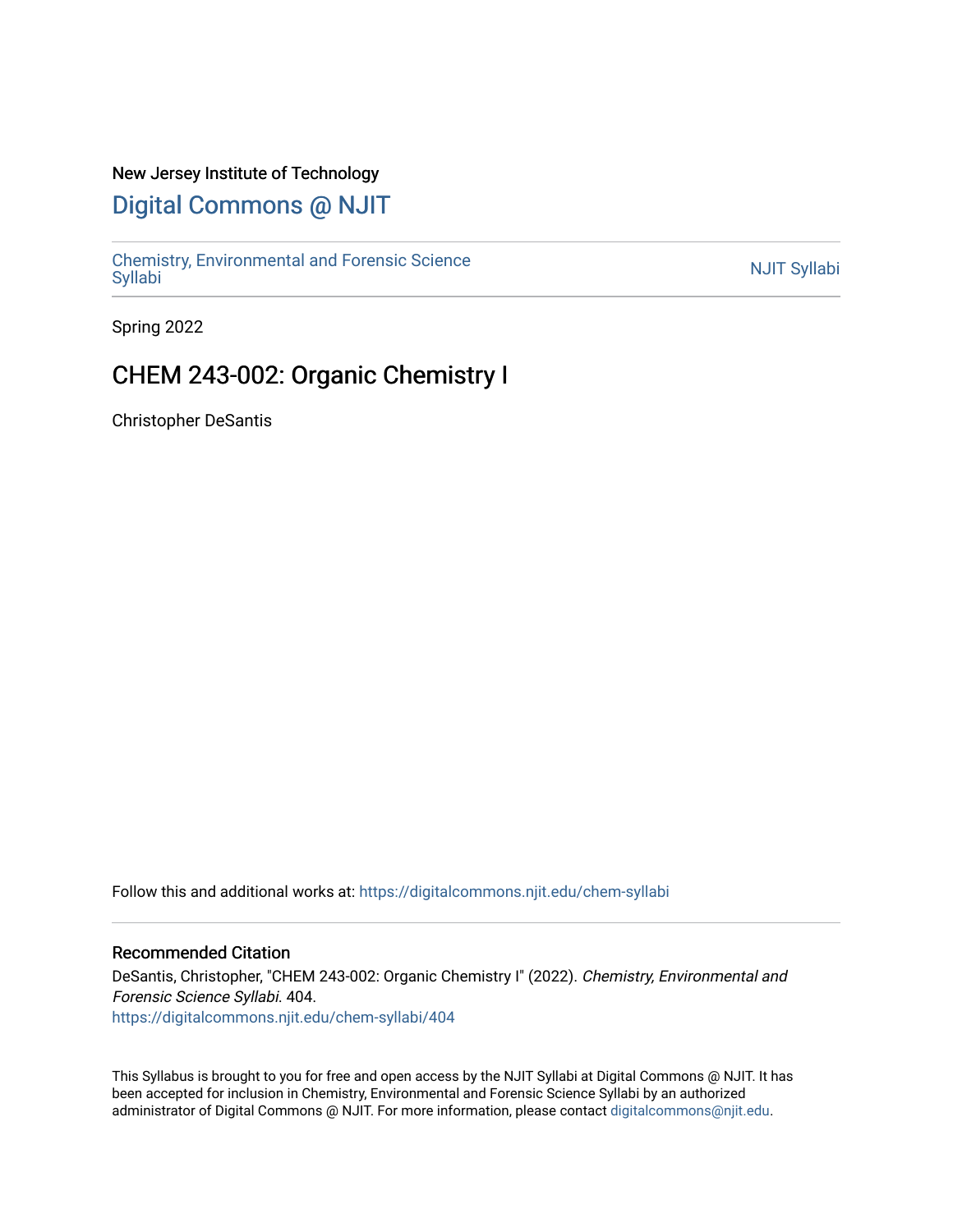New Jersey Institute of Technology

# Digital Commons @ NJIT

Chemistry, Environmental and Forensic Science Syllabi

NJIT Syllabi

Spring 2022

## CHEM 243-002: Organic Chemistry I

Christopher DeSantis

Follow this and additional works at: https://digitalcommons.njit.edu/chem-syllabi

### Recommended Citation

DeSantis, Christopher, "CHEM 243-002: Organic Chemistry I" (2022). *Chemistry, Environmental and Forensic Science Syllabi*. 404.
https://digitalcommons.njit.edu/chem-syllabi/404

This Syllabus is brought to you for free and open access by the NJIT Syllabi at Digital Commons @ NJIT. It has been accepted for inclusion in Chemistry, Environmental and Forensic Science Syllabi by an authorized administrator of Digital Commons @ NJIT. For more information, please contact digitalcommons@njit.edu.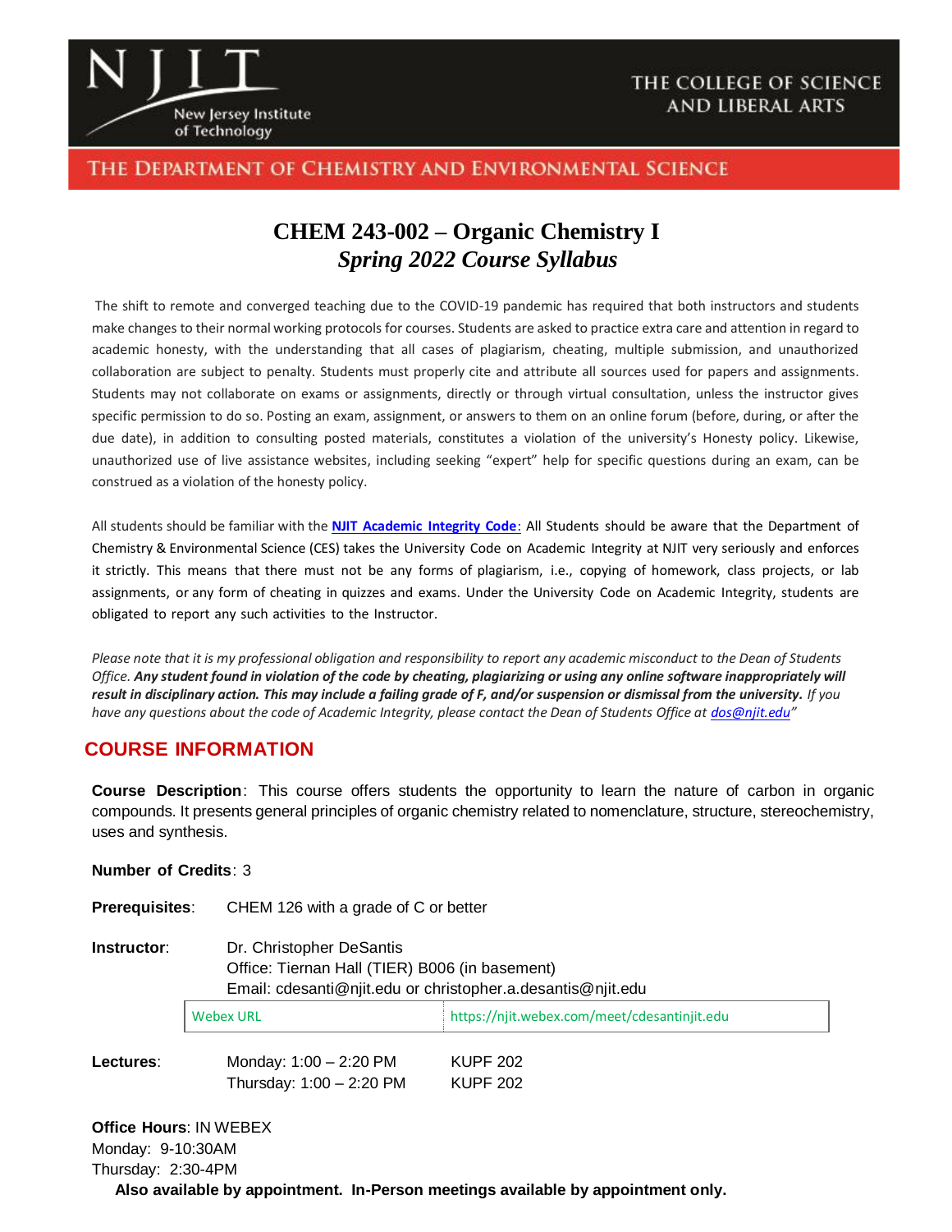**NJIT** New Jersey Institute of Technology — THE COLLEGE OF SCIENCE AND LIBERAL ARTS

THE DEPARTMENT OF CHEMISTRY AND ENVIRONMENTAL SCIENCE

# CHEM 243-002 – Organic Chemistry I
## *Spring 2022 Course Syllabus*

The shift to remote and converged teaching due to the COVID-19 pandemic has required that both instructors and students make changes to their normal working protocols for courses. Students are asked to practice extra care and attention in regard to academic honesty, with the understanding that all cases of plagiarism, cheating, multiple submission, and unauthorized collaboration are subject to penalty. Students must properly cite and attribute all sources used for papers and assignments. Students may not collaborate on exams or assignments, directly or through virtual consultation, unless the instructor gives specific permission to do so. Posting an exam, assignment, or answers to them on an online forum (before, during, or after the due date), in addition to consulting posted materials, constitutes a violation of the university's Honesty policy. Likewise, unauthorized use of live assistance websites, including seeking "expert" help for specific questions during an exam, can be construed as a violation of the honesty policy.

All students should be familiar with the **NJIT Academic Integrity Code**: All Students should be aware that the Department of Chemistry & Environmental Science (CES) takes the University Code on Academic Integrity at NJIT very seriously and enforces it strictly. This means that there must not be any forms of plagiarism, i.e., copying of homework, class projects, or lab assignments, or any form of cheating in quizzes and exams. Under the University Code on Academic Integrity, students are obligated to report any such activities to the Instructor.

*Please note that it is my professional obligation and responsibility to report any academic misconduct to the Dean of Students Office.* ***Any student found in violation of the code by cheating, plagiarizing or using any online software inappropriately will result in disciplinary action. This may include a failing grade of F, and/or suspension or dismissal from the university.*** *If you have any questions about the code of Academic Integrity, please contact the Dean of Students Office at dos@njit.edu"*

## COURSE INFORMATION

**Course Description**: This course offers students the opportunity to learn the nature of carbon in organic compounds. It presents general principles of organic chemistry related to nomenclature, structure, stereochemistry, uses and synthesis.

**Number of Credits**: 3

**Prerequisites**: CHEM 126 with a grade of C or better

**Instructor**: Dr. Christopher DeSantis
Office: Tiernan Hall (TIER) B006 (in basement)
Email: cdesanti@njit.edu or christopher.a.desantis@njit.edu

| Webex URL | https://njit.webex.com/meet/cdesantinjit.edu |
|---|---|

**Lectures**:

| | |
|---|---|
| Monday: 1:00 – 2:20 PM | KUPF 202 |
| Thursday: 1:00 – 2:20 PM | KUPF 202 |

**Office Hours**: IN WEBEX
Monday: 9-10:30AM
Thursday: 2:30-4PM

**Also available by appointment. In-Person meetings available by appointment only.**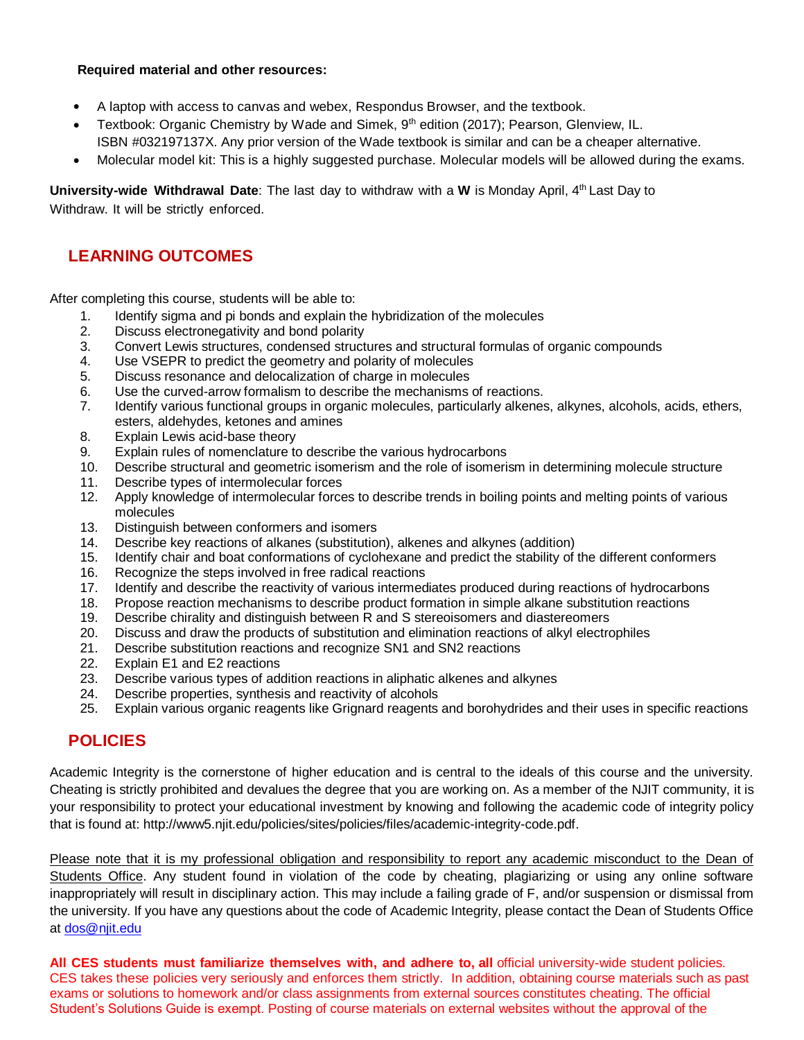**Required material and other resources:**

- A laptop with access to canvas and webex, Respondus Browser, and the textbook.
- Textbook: Organic Chemistry by Wade and Simek, 9th edition (2017); Pearson, Glenview, IL. ISBN #032197137X. Any prior version of the Wade textbook is similar and can be a cheaper alternative.
- Molecular model kit: This is a highly suggested purchase. Molecular models will be allowed during the exams.

**University-wide Withdrawal Date**: The last day to withdraw with a **W** is Monday April, 4th Last Day to Withdraw. It will be strictly enforced.

## LEARNING OUTCOMES

After completing this course, students will be able to:

1. Identify sigma and pi bonds and explain the hybridization of the molecules
2. Discuss electronegativity and bond polarity
3. Convert Lewis structures, condensed structures and structural formulas of organic compounds
4. Use VSEPR to predict the geometry and polarity of molecules
5. Discuss resonance and delocalization of charge in molecules
6. Use the curved-arrow formalism to describe the mechanisms of reactions.
7. Identify various functional groups in organic molecules, particularly alkenes, alkynes, alcohols, acids, ethers, esters, aldehydes, ketones and amines
8. Explain Lewis acid-base theory
9. Explain rules of nomenclature to describe the various hydrocarbons
10. Describe structural and geometric isomerism and the role of isomerism in determining molecule structure
11. Describe types of intermolecular forces
12. Apply knowledge of intermolecular forces to describe trends in boiling points and melting points of various molecules
13. Distinguish between conformers and isomers
14. Describe key reactions of alkanes (substitution), alkenes and alkynes (addition)
15. Identify chair and boat conformations of cyclohexane and predict the stability of the different conformers
16. Recognize the steps involved in free radical reactions
17. Identify and describe the reactivity of various intermediates produced during reactions of hydrocarbons
18. Propose reaction mechanisms to describe product formation in simple alkane substitution reactions
19. Describe chirality and distinguish between R and S stereoisomers and diastereomers
20. Discuss and draw the products of substitution and elimination reactions of alkyl electrophiles
21. Describe substitution reactions and recognize SN1 and SN2 reactions
22. Explain E1 and E2 reactions
23. Describe various types of addition reactions in aliphatic alkenes and alkynes
24. Describe properties, synthesis and reactivity of alcohols
25. Explain various organic reagents like Grignard reagents and borohydrides and their uses in specific reactions

## POLICIES

Academic Integrity is the cornerstone of higher education and is central to the ideals of this course and the university. Cheating is strictly prohibited and devalues the degree that you are working on. As a member of the NJIT community, it is your responsibility to protect your educational investment by knowing and following the academic code of integrity policy that is found at: http://www5.njit.edu/policies/sites/policies/files/academic-integrity-code.pdf.

Please note that it is my professional obligation and responsibility to report any academic misconduct to the Dean of Students Office. Any student found in violation of the code by cheating, plagiarizing or using any online software inappropriately will result in disciplinary action. This may include a failing grade of F, and/or suspension or dismissal from the university. If you have any questions about the code of Academic Integrity, please contact the Dean of Students Office at dos@njit.edu

**All CES students must familiarize themselves with, and adhere to, all** official university-wide student policies. CES takes these policies very seriously and enforces them strictly. In addition, obtaining course materials such as past exams or solutions to homework and/or class assignments from external sources constitutes cheating. The official Student's Solutions Guide is exempt. Posting of course materials on external websites without the approval of the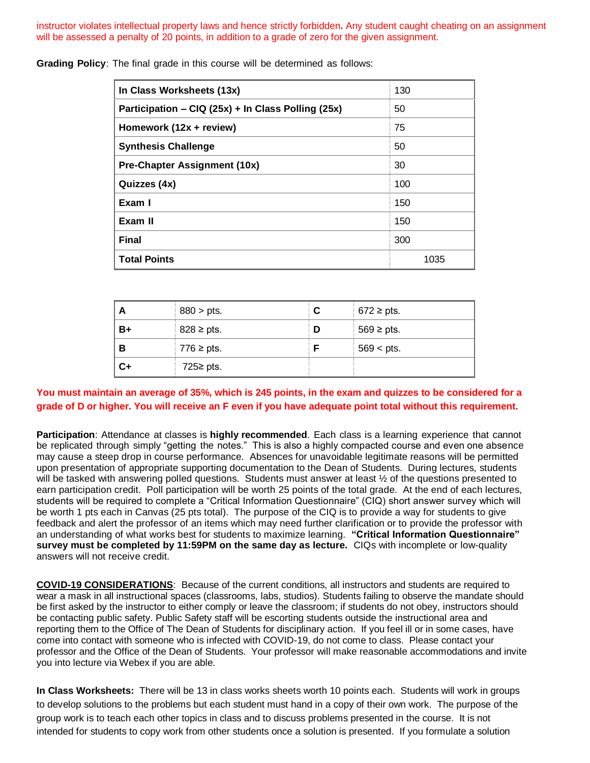instructor violates intellectual property laws and hence strictly forbidden. Any student caught cheating on an assignment will be assessed a penalty of 20 points, in addition to a grade of zero for the given assignment.

**Grading Policy**: The final grade in this course will be determined as follows:

| | |
|---|---|
| **In Class Worksheets (13x)** | 130 |
| **Participation – CIQ (25x) + In Class Polling (25x)** | 50 |
| **Homework (12x + review)** | 75 |
| **Synthesis Challenge** | 50 |
| **Pre-Chapter Assignment (10x)** | 30 |
| **Quizzes (4x)** | 100 |
| **Exam I** | 150 |
| **Exam II** | 150 |
| **Final** | 300 |
| **Total Points** | 1035 |

| | | | |
|---|---|---|---|
| **A** | 880 > pts. | **C** | 672 ≥ pts. |
| **B+** | 828 ≥ pts. | **D** | 569 ≥ pts. |
| **B** | 776 ≥ pts. | **F** | 569 < pts. |
| **C+** | 725≥ pts. | | |

**You must maintain an average of 35%, which is 245 points, in the exam and quizzes to be considered for a grade of D or higher. You will receive an F even if you have adequate point total without this requirement.**

**Participation**: Attendance at classes is **highly recommended**. Each class is a learning experience that cannot be replicated through simply "getting the notes." This is also a highly compacted course and even one absence may cause a steep drop in course performance. Absences for unavoidable legitimate reasons will be permitted upon presentation of appropriate supporting documentation to the Dean of Students. During lectures, students will be tasked with answering polled questions. Students must answer at least ½ of the questions presented to earn participation credit. Poll participation will be worth 25 points of the total grade. At the end of each lectures, students will be required to complete a "Critical Information Questionnaire" (CIQ) short answer survey which will be worth 1 pts each in Canvas (25 pts total). The purpose of the CIQ is to provide a way for students to give feedback and alert the professor of an items which may need further clarification or to provide the professor with an understanding of what works best for students to maximize learning. **"Critical Information Questionnaire" survey must be completed by 11:59PM on the same day as lecture.** CIQs with incomplete or low-quality answers will not receive credit.

**COVID-19 CONSIDERATIONS**: Because of the current conditions, all instructors and students are required to wear a mask in all instructional spaces (classrooms, labs, studios). Students failing to observe the mandate should be first asked by the instructor to either comply or leave the classroom; if students do not obey, instructors should be contacting public safety. Public Safety staff will be escorting students outside the instructional area and reporting them to the Office of The Dean of Students for disciplinary action. If you feel ill or in some cases, have come into contact with someone who is infected with COVID-19, do not come to class. Please contact your professor and the Office of the Dean of Students. Your professor will make reasonable accommodations and invite you into lecture via Webex if you are able.

**In Class Worksheets:** There will be 13 in class works sheets worth 10 points each. Students will work in groups to develop solutions to the problems but each student must hand in a copy of their own work. The purpose of the group work is to teach each other topics in class and to discuss problems presented in the course. It is not intended for students to copy work from other students once a solution is presented. If you formulate a solution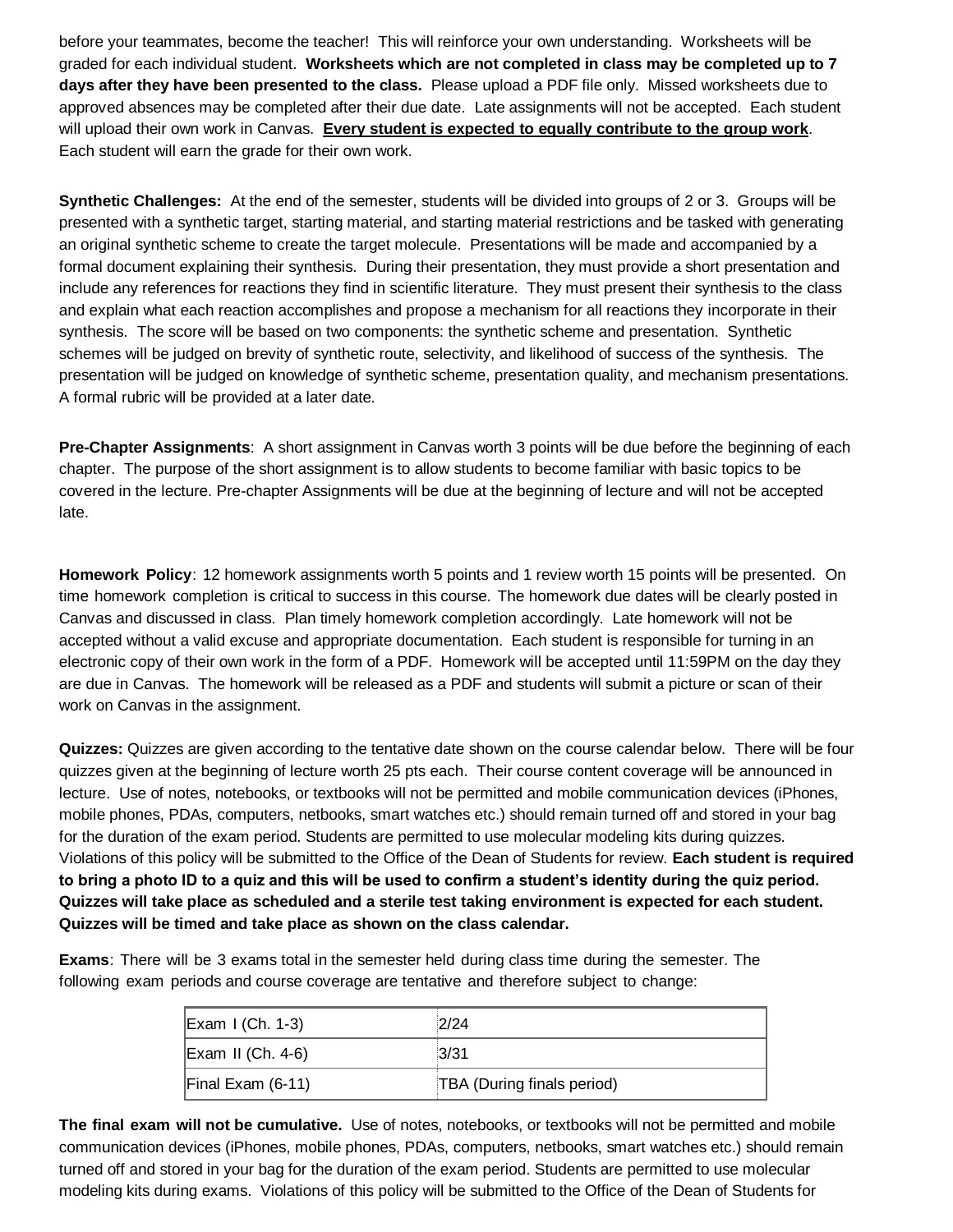before your teammates, become the teacher! This will reinforce your own understanding. Worksheets will be graded for each individual student. **Worksheets which are not completed in class may be completed up to 7 days after they have been presented to the class.** Please upload a PDF file only. Missed worksheets due to approved absences may be completed after their due date. Late assignments will not be accepted. Each student will upload their own work in Canvas. <u>**Every student is expected to equally contribute to the group work**</u>. Each student will earn the grade for their own work.

**Synthetic Challenges:** At the end of the semester, students will be divided into groups of 2 or 3. Groups will be presented with a synthetic target, starting material, and starting material restrictions and be tasked with generating an original synthetic scheme to create the target molecule. Presentations will be made and accompanied by a formal document explaining their synthesis. During their presentation, they must provide a short presentation and include any references for reactions they find in scientific literature. They must present their synthesis to the class and explain what each reaction accomplishes and propose a mechanism for all reactions they incorporate in their synthesis. The score will be based on two components: the synthetic scheme and presentation. Synthetic schemes will be judged on brevity of synthetic route, selectivity, and likelihood of success of the synthesis. The presentation will be judged on knowledge of synthetic scheme, presentation quality, and mechanism presentations. A formal rubric will be provided at a later date.

**Pre-Chapter Assignments**: A short assignment in Canvas worth 3 points will be due before the beginning of each chapter. The purpose of the short assignment is to allow students to become familiar with basic topics to be covered in the lecture. Pre-chapter Assignments will be due at the beginning of lecture and will not be accepted late.

**Homework Policy**: 12 homework assignments worth 5 points and 1 review worth 15 points will be presented. On time homework completion is critical to success in this course. The homework due dates will be clearly posted in Canvas and discussed in class. Plan timely homework completion accordingly. Late homework will not be accepted without a valid excuse and appropriate documentation. Each student is responsible for turning in an electronic copy of their own work in the form of a PDF. Homework will be accepted until 11:59PM on the day they are due in Canvas. The homework will be released as a PDF and students will submit a picture or scan of their work on Canvas in the assignment.

**Quizzes:** Quizzes are given according to the tentative date shown on the course calendar below. There will be four quizzes given at the beginning of lecture worth 25 pts each. Their course content coverage will be announced in lecture. Use of notes, notebooks, or textbooks will not be permitted and mobile communication devices (iPhones, mobile phones, PDAs, computers, netbooks, smart watches etc.) should remain turned off and stored in your bag for the duration of the exam period. Students are permitted to use molecular modeling kits during quizzes. Violations of this policy will be submitted to the Office of the Dean of Students for review. **Each student is required to bring a photo ID to a quiz and this will be used to confirm a student's identity during the quiz period. Quizzes will take place as scheduled and a sterile test taking environment is expected for each student. Quizzes will be timed and take place as shown on the class calendar.**

**Exams**: There will be 3 exams total in the semester held during class time during the semester. The following exam periods and course coverage are tentative and therefore subject to change:

| Exam | Date |
|---|---|
| Exam I (Ch. 1-3) | 2/24 |
| Exam II (Ch. 4-6) | 3/31 |
| Final Exam (6-11) | TBA (During finals period) |

**The final exam will not be cumulative.** Use of notes, notebooks, or textbooks will not be permitted and mobile communication devices (iPhones, mobile phones, PDAs, computers, netbooks, smart watches etc.) should remain turned off and stored in your bag for the duration of the exam period. Students are permitted to use molecular modeling kits during exams. Violations of this policy will be submitted to the Office of the Dean of Students for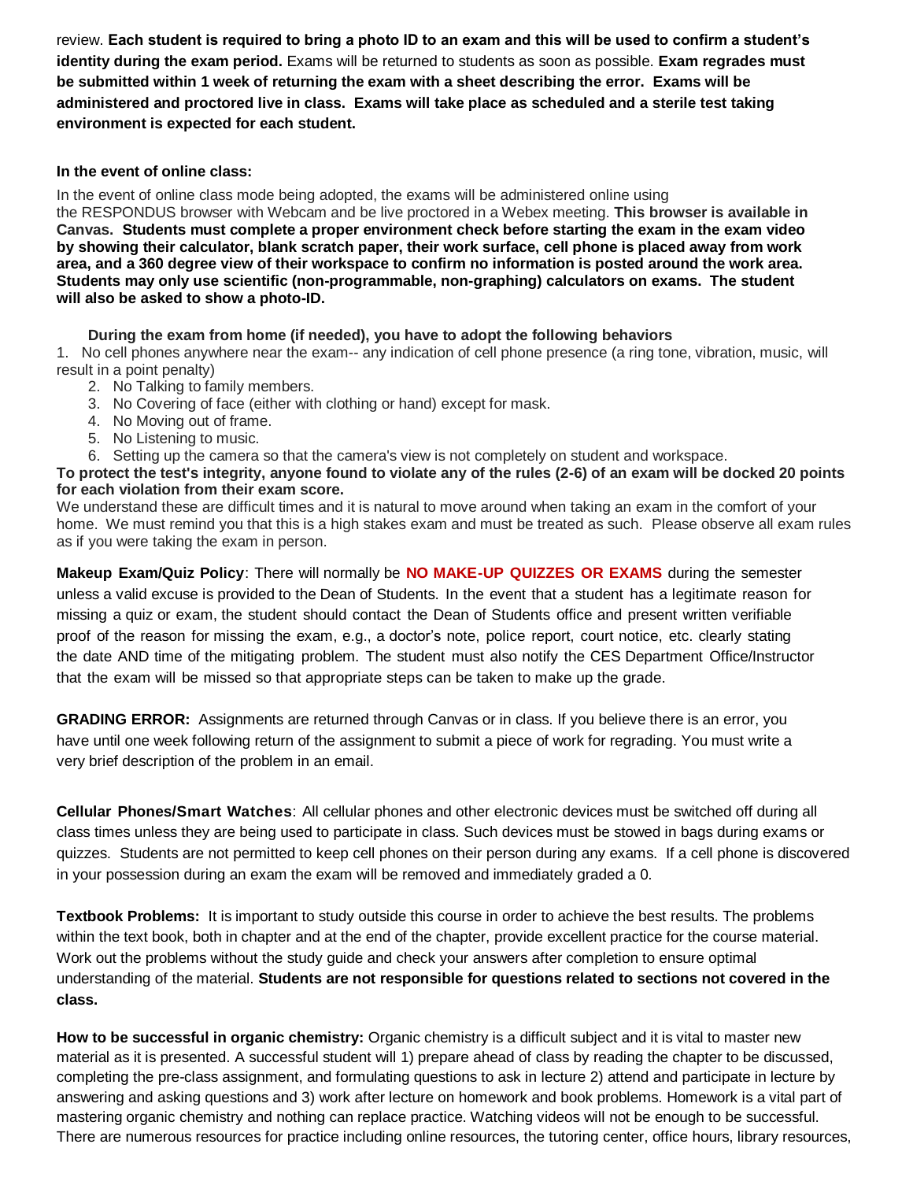review. **Each student is required to bring a photo ID to an exam and this will be used to confirm a student's identity during the exam period.** Exams will be returned to students as soon as possible. **Exam regrades must be submitted within 1 week of returning the exam with a sheet describing the error. Exams will be administered and proctored live in class. Exams will take place as scheduled and a sterile test taking environment is expected for each student.**

**In the event of online class:**

In the event of online class mode being adopted, the exams will be administered online using the RESPONDUS browser with Webcam and be live proctored in a Webex meeting. **This browser is available in Canvas. Students must complete a proper environment check before starting the exam in the exam video by showing their calculator, blank scratch paper, their work surface, cell phone is placed away from work area, and a 360 degree view of their workspace to confirm no information is posted around the work area. Students may only use scientific (non-programmable, non-graphing) calculators on exams. The student will also be asked to show a photo-ID.**

**During the exam from home (if needed), you have to adopt the following behaviors**

1. No cell phones anywhere near the exam-- any indication of cell phone presence (a ring tone, vibration, music, will result in a point penalty)
2. No Talking to family members.
3. No Covering of face (either with clothing or hand) except for mask.
4. No Moving out of frame.
5. No Listening to music.
6. Setting up the camera so that the camera's view is not completely on student and workspace.

**To protect the test's integrity, anyone found to violate any of the rules (2-6) of an exam will be docked 20 points for each violation from their exam score.**

We understand these are difficult times and it is natural to move around when taking an exam in the comfort of your home. We must remind you that this is a high stakes exam and must be treated as such. Please observe all exam rules as if you were taking the exam in person.

**Makeup Exam/Quiz Policy**: There will normally be **NO MAKE-UP QUIZZES OR EXAMS** during the semester unless a valid excuse is provided to the Dean of Students. In the event that a student has a legitimate reason for missing a quiz or exam, the student should contact the Dean of Students office and present written verifiable proof of the reason for missing the exam, e.g., a doctor's note, police report, court notice, etc. clearly stating the date AND time of the mitigating problem. The student must also notify the CES Department Office/Instructor that the exam will be missed so that appropriate steps can be taken to make up the grade.

**GRADING ERROR:** Assignments are returned through Canvas or in class. If you believe there is an error, you have until one week following return of the assignment to submit a piece of work for regrading. You must write a very brief description of the problem in an email.

**Cellular Phones/Smart Watches**: All cellular phones and other electronic devices must be switched off during all class times unless they are being used to participate in class. Such devices must be stowed in bags during exams or quizzes. Students are not permitted to keep cell phones on their person during any exams. If a cell phone is discovered in your possession during an exam the exam will be removed and immediately graded a 0.

**Textbook Problems:** It is important to study outside this course in order to achieve the best results. The problems within the text book, both in chapter and at the end of the chapter, provide excellent practice for the course material. Work out the problems without the study guide and check your answers after completion to ensure optimal understanding of the material. **Students are not responsible for questions related to sections not covered in the class.**

**How to be successful in organic chemistry:** Organic chemistry is a difficult subject and it is vital to master new material as it is presented. A successful student will 1) prepare ahead of class by reading the chapter to be discussed, completing the pre-class assignment, and formulating questions to ask in lecture 2) attend and participate in lecture by answering and asking questions and 3) work after lecture on homework and book problems. Homework is a vital part of mastering organic chemistry and nothing can replace practice. Watching videos will not be enough to be successful. There are numerous resources for practice including online resources, the tutoring center, office hours, library resources,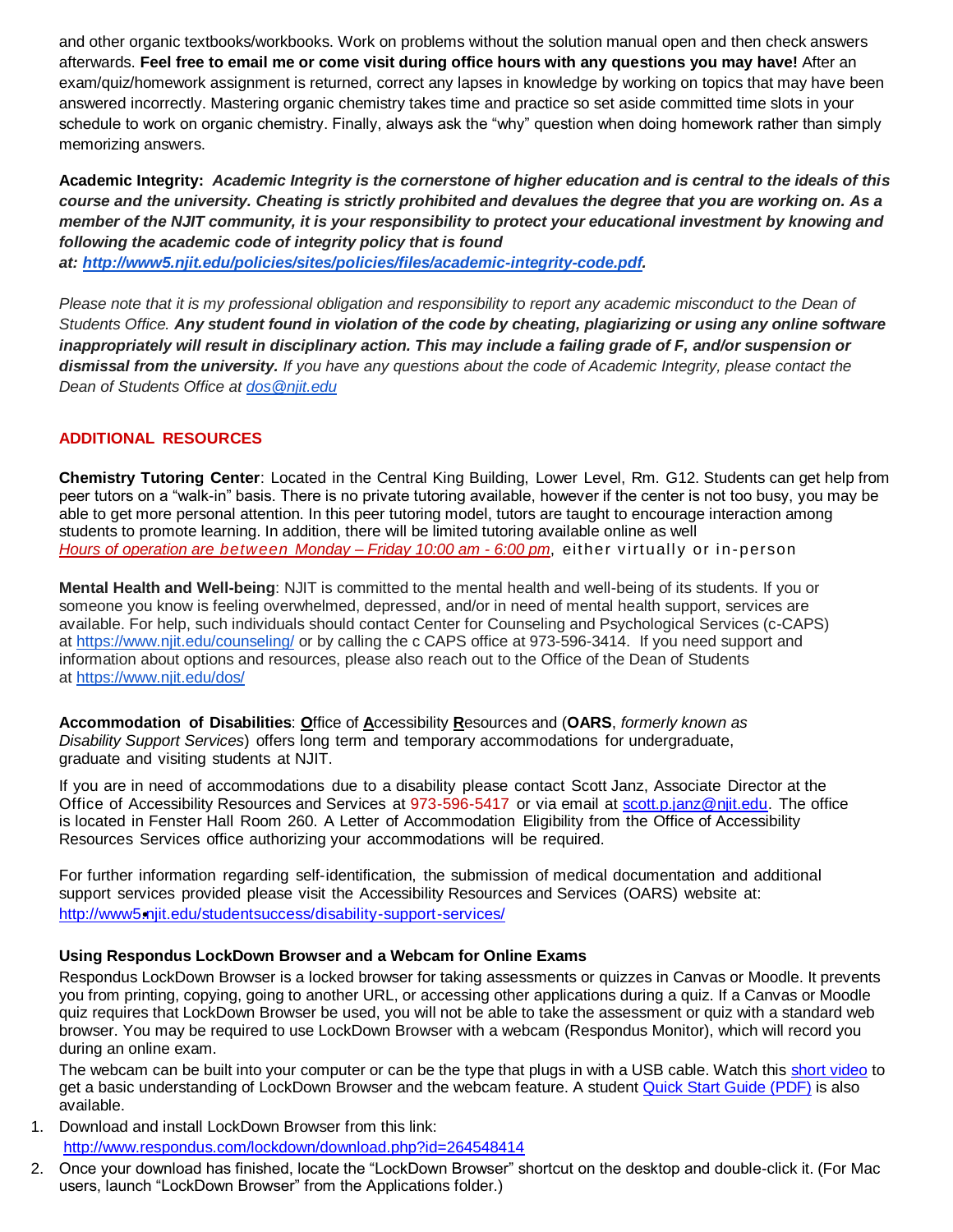and other organic textbooks/workbooks. Work on problems without the solution manual open and then check answers afterwards. **Feel free to email me or come visit during office hours with any questions you may have!** After an exam/quiz/homework assignment is returned, correct any lapses in knowledge by working on topics that may have been answered incorrectly. Mastering organic chemistry takes time and practice so set aside committed time slots in your schedule to work on organic chemistry. Finally, always ask the "why" question when doing homework rather than simply memorizing answers.

**Academic Integrity:** ***Academic Integrity is the cornerstone of higher education and is central to the ideals of this course and the university. Cheating is strictly prohibited and devalues the degree that you are working on. As a member of the NJIT community, it is your responsibility to protect your educational investment by knowing and following the academic code of integrity policy that is found at: [http://www5.njit.edu/policies/sites/policies/files/academic-integrity-code.pdf](http://www5.njit.edu/policies/sites/policies/files/academic-integrity-code.pdf).***

*Please note that it is my professional obligation and responsibility to report any academic misconduct to the Dean of Students Office.* ***Any student found in violation of the code by cheating, plagiarizing or using any online software inappropriately will result in disciplinary action. This may include a failing grade of F, and/or suspension or dismissal from the university.*** *If you have any questions about the code of Academic Integrity, please contact the Dean of Students Office at [dos@njit.edu](mailto:dos@njit.edu)*

## ADDITIONAL RESOURCES

**Chemistry Tutoring Center**: Located in the Central King Building, Lower Level, Rm. G12. Students can get help from peer tutors on a "walk-in" basis. There is no private tutoring available, however if the center is not too busy, you may be able to get more personal attention. In this peer tutoring model, tutors are taught to encourage interaction among students to promote learning. In addition, there will be limited tutoring available online as well
*Hours of operation are between Monday – Friday 10:00 am - 6:00 pm*, either virtually or in-person

**Mental Health and Well-being**: NJIT is committed to the mental health and well-being of its students. If you or someone you know is feeling overwhelmed, depressed, and/or in need of mental health support, services are available. For help, such individuals should contact Center for Counseling and Psychological Services (c-CAPS) at [https://www.njit.edu/counseling/](https://www.njit.edu/counseling/) or by calling the c CAPS office at 973-596-3414. If you need support and information about options and resources, please also reach out to the Office of the Dean of Students at [https://www.njit.edu/dos/](https://www.njit.edu/dos/)

**Accommodation of Disabilities**: **O**ffice of **A**ccessibility **R**esources and (**OARS**, *formerly known as Disability Support Services*) offers long term and temporary accommodations for undergraduate, graduate and visiting students at NJIT.

If you are in need of accommodations due to a disability please contact Scott Janz, Associate Director at the Office of Accessibility Resources and Services at 973-596-5417 or via email at [scott.p.janz@njit.edu](mailto:scott.p.janz@njit.edu). The office is located in Fenster Hall Room 260. A Letter of Accommodation Eligibility from the Office of Accessibility Resources Services office authorizing your accommodations will be required.

For further information regarding self-identification, the submission of medical documentation and additional support services provided please visit the Accessibility Resources and Services (OARS) website at: [http://www5.njit.edu/studentsuccess/disability-support-services/](http://www5.njit.edu/studentsuccess/disability-support-services/)

### Using Respondus LockDown Browser and a Webcam for Online Exams

Respondus LockDown Browser is a locked browser for taking assessments or quizzes in Canvas or Moodle. It prevents you from printing, copying, going to another URL, or accessing other applications during a quiz. If a Canvas or Moodle quiz requires that LockDown Browser be used, you will not be able to take the assessment or quiz with a standard web browser. You may be required to use LockDown Browser with a webcam (Respondus Monitor), which will record you during an online exam.

The webcam can be built into your computer or can be the type that plugs in with a USB cable. Watch this short video to get a basic understanding of LockDown Browser and the webcam feature. A student Quick Start Guide (PDF) is also available.

1. Download and install LockDown Browser from this link:
   [http://www.respondus.com/lockdown/download.php?id=264548414](http://www.respondus.com/lockdown/download.php?id=264548414)
2. Once your download has finished, locate the "LockDown Browser" shortcut on the desktop and double-click it. (For Mac users, launch "LockDown Browser" from the Applications folder.)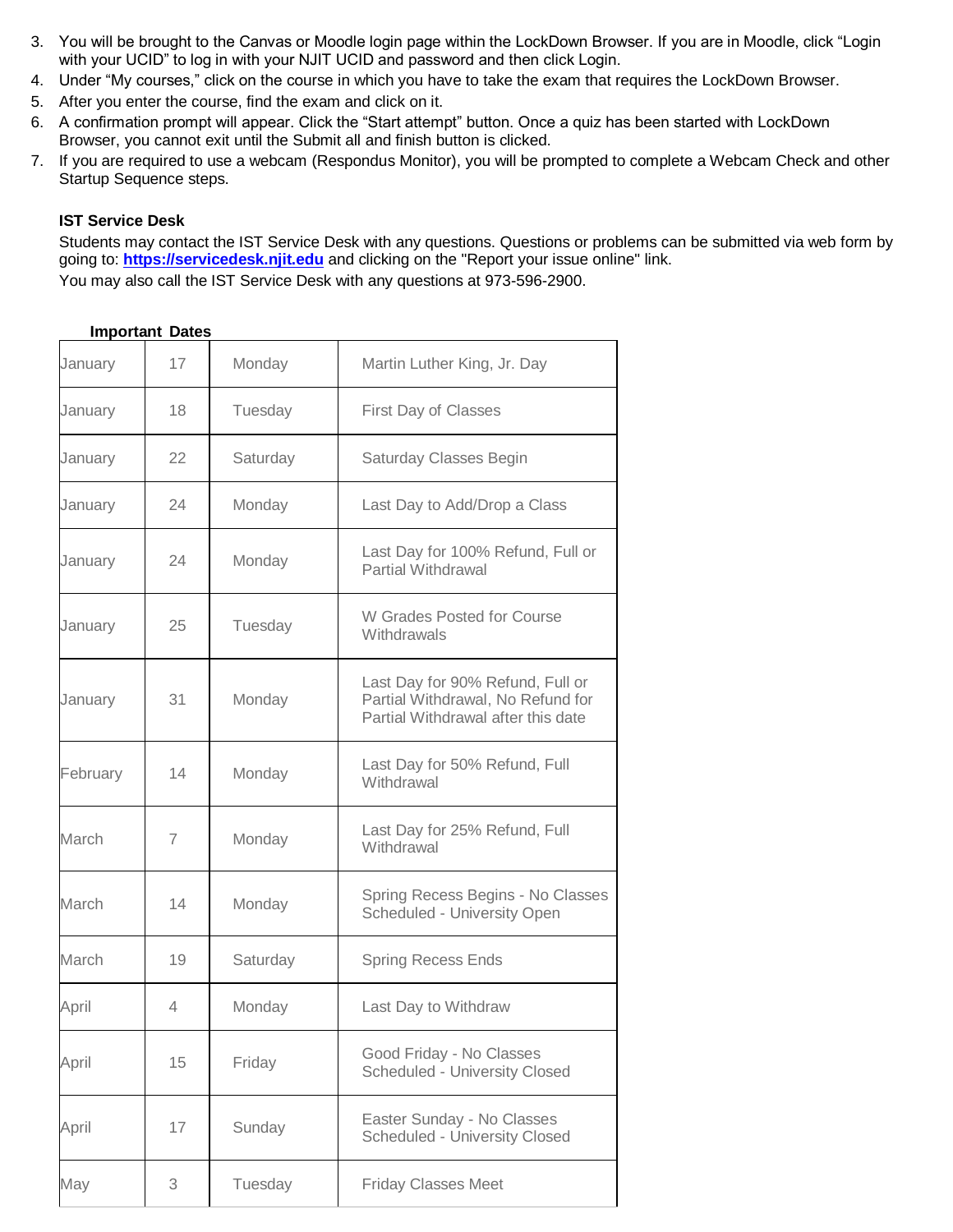3. You will be brought to the Canvas or Moodle login page within the LockDown Browser. If you are in Moodle, click “Login with your UCID” to log in with your NJIT UCID and password and then click Login.
4. Under “My courses,” click on the course in which you have to take the exam that requires the LockDown Browser.
5. After you enter the course, find the exam and click on it.
6. A confirmation prompt will appear. Click the “Start attempt” button. Once a quiz has been started with LockDown Browser, you cannot exit until the Submit all and finish button is clicked.
7. If you are required to use a webcam (Respondus Monitor), you will be prompted to complete a Webcam Check and other Startup Sequence steps.

**IST Service Desk**

Students may contact the IST Service Desk with any questions. Questions or problems can be submitted via web form by going to: **https://servicedesk.njit.edu** and clicking on the "Report your issue online" link.

You may also call the IST Service Desk with any questions at 973-596-2900.

**Important Dates**

| | | | |
|---|---|---|---|
| January | 17 | Monday | Martin Luther King, Jr. Day |
| January | 18 | Tuesday | First Day of Classes |
| January | 22 | Saturday | Saturday Classes Begin |
| January | 24 | Monday | Last Day to Add/Drop a Class |
| January | 24 | Monday | Last Day for 100% Refund, Full or Partial Withdrawal |
| January | 25 | Tuesday | W Grades Posted for Course Withdrawals |
| January | 31 | Monday | Last Day for 90% Refund, Full or Partial Withdrawal, No Refund for Partial Withdrawal after this date |
| February | 14 | Monday | Last Day for 50% Refund, Full Withdrawal |
| March | 7 | Monday | Last Day for 25% Refund, Full Withdrawal |
| March | 14 | Monday | Spring Recess Begins - No Classes Scheduled - University Open |
| March | 19 | Saturday | Spring Recess Ends |
| April | 4 | Monday | Last Day to Withdraw |
| April | 15 | Friday | Good Friday - No Classes Scheduled - University Closed |
| April | 17 | Sunday | Easter Sunday - No Classes Scheduled - University Closed |
| May | 3 | Tuesday | Friday Classes Meet |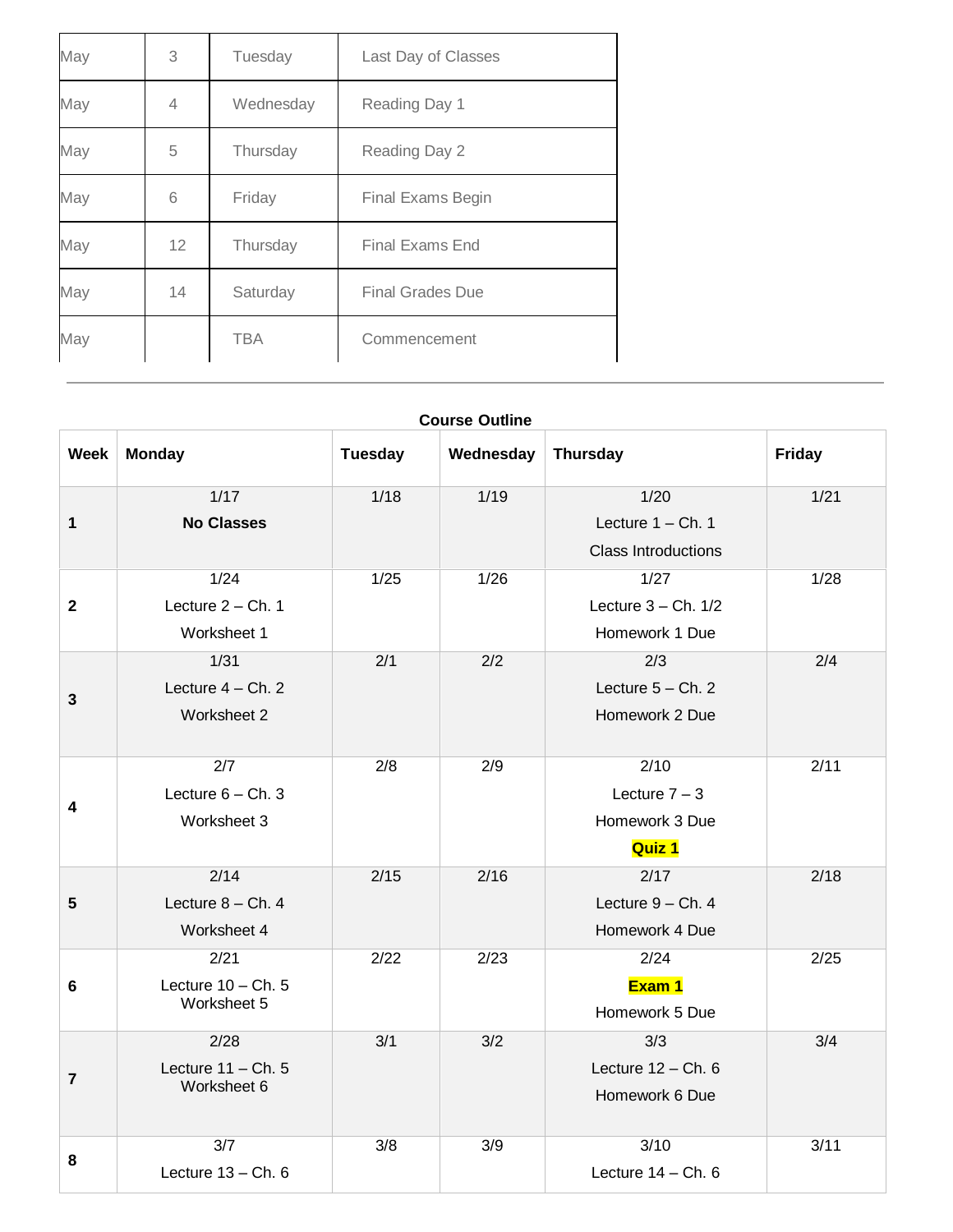| May | 3 | Tuesday | Last Day of Classes |
|---|---|---|---|
| May | 4 | Wednesday | Reading Day 1 |
| May | 5 | Thursday | Reading Day 2 |
| May | 6 | Friday | Final Exams Begin |
| May | 12 | Thursday | Final Exams End |
| May | 14 | Saturday | Final Grades Due |
| May | | TBA | Commencement |

---

**Course Outline**

| Week | Monday | Tuesday | Wednesday | Thursday | Friday |
|---|---|---|---|---|---|
| 1 | 1/17<br>**No Classes** | 1/18 | 1/19 | 1/20<br>Lecture 1 – Ch. 1<br>Class Introductions | 1/21 |
| 2 | 1/24<br>Lecture 2 – Ch. 1<br>Worksheet 1 | 1/25 | 1/26 | 1/27<br>Lecture 3 – Ch. 1/2<br>Homework 1 Due | 1/28 |
| 3 | 1/31<br>Lecture 4 – Ch. 2<br>Worksheet 2 | 2/1 | 2/2 | 2/3<br>Lecture 5 – Ch. 2<br>Homework 2 Due | 2/4 |
| 4 | 2/7<br>Lecture 6 – Ch. 3<br>Worksheet 3 | 2/8 | 2/9 | 2/10<br>Lecture 7 – 3<br>Homework 3 Due<br>**Quiz 1** | 2/11 |
| 5 | 2/14<br>Lecture 8 – Ch. 4<br>Worksheet 4 | 2/15 | 2/16 | 2/17<br>Lecture 9 – Ch. 4<br>Homework 4 Due | 2/18 |
| 6 | 2/21<br>Lecture 10 – Ch. 5<br>Worksheet 5 | 2/22 | 2/23 | 2/24<br>**Exam 1**<br>Homework 5 Due | 2/25 |
| 7 | 2/28<br>Lecture 11 – Ch. 5<br>Worksheet 6 | 3/1 | 3/2 | 3/3<br>Lecture 12 – Ch. 6<br>Homework 6 Due | 3/4 |
| 8 | 3/7<br>Lecture 13 – Ch. 6 | 3/8 | 3/9 | 3/10<br>Lecture 14 – Ch. 6 | 3/11 |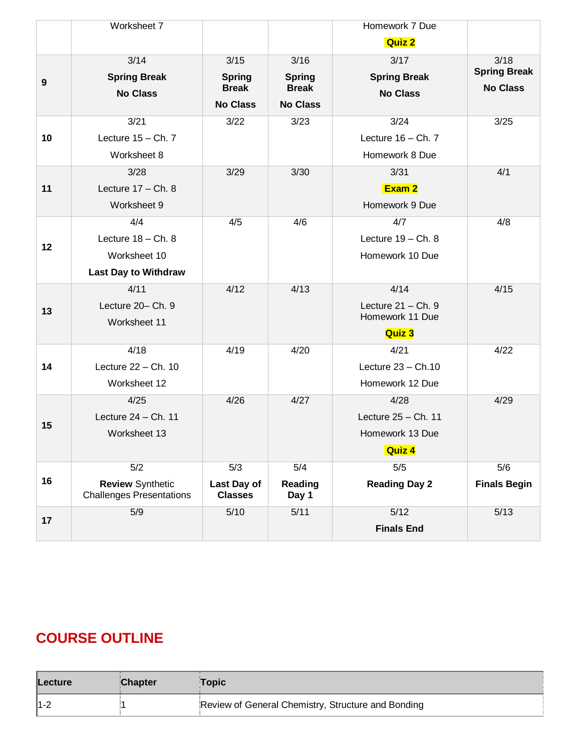| | | | | | |
|---|---|---|---|---|---|
| | Worksheet 7 | | | Homework 7 Due **Quiz 2** | |
| **9** | 3/14 **Spring Break** **No Class** | 3/15 **Spring Break** **No Class** | 3/16 **Spring Break** **No Class** | 3/17 **Spring Break** **No Class** | 3/18 **Spring Break** **No Class** |
| **10** | 3/21 Lecture 15 – Ch. 7 Worksheet 8 | 3/22 | 3/23 | 3/24 Lecture 16 – Ch. 7 Homework 8 Due | 3/25 |
| **11** | 3/28 Lecture 17 – Ch. 8 Worksheet 9 | 3/29 | 3/30 | 3/31 **Exam 2** Homework 9 Due | 4/1 |
| **12** | 4/4 Lecture 18 – Ch. 8 Worksheet 10 **Last Day to Withdraw** | 4/5 | 4/6 | 4/7 Lecture 19 – Ch. 8 Homework 10 Due | 4/8 |
| **13** | 4/11 Lecture 20– Ch. 9 Worksheet 11 | 4/12 | 4/13 | 4/14 Lecture 21 – Ch. 9 Homework 11 Due **Quiz 3** | 4/15 |
| **14** | 4/18 Lecture 22 – Ch. 10 Worksheet 12 | 4/19 | 4/20 | 4/21 Lecture 23 – Ch.10 Homework 12 Due | 4/22 |
| **15** | 4/25 Lecture 24 – Ch. 11 Worksheet 13 | 4/26 | 4/27 | 4/28 Lecture 25 – Ch. 11 Homework 13 Due **Quiz 4** | 4/29 |
| **16** | 5/2 **Review** Synthetic Challenges Presentations | 5/3 **Last Day of Classes** | 5/4 **Reading Day 1** | 5/5 **Reading Day 2** | 5/6 **Finals Begin** |
| **17** | 5/9 | 5/10 | 5/11 | 5/12 **Finals End** | 5/13 |

## COURSE OUTLINE

| Lecture | Chapter | Topic |
|---|---|---|
| 1-2 | 1 | Review of General Chemistry, Structure and Bonding |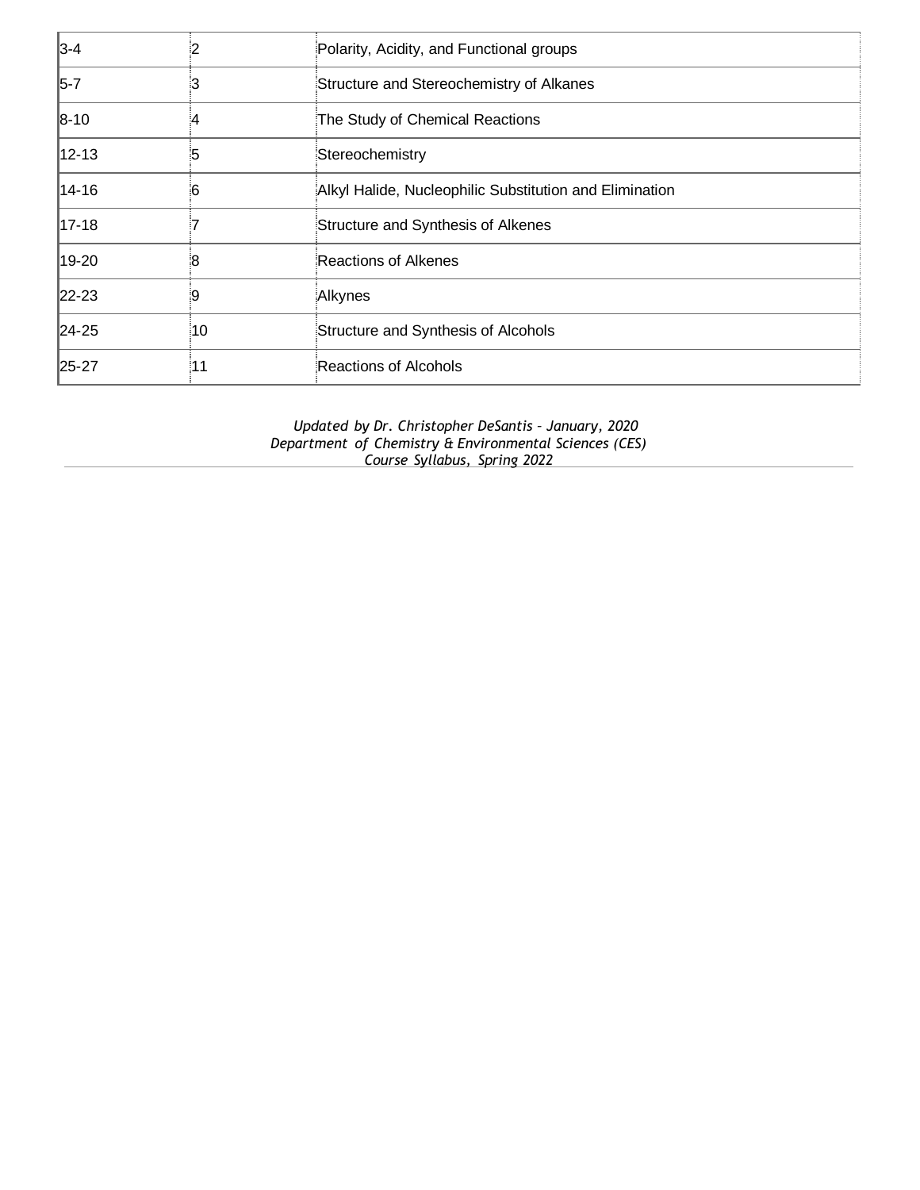| | | |
|---|---|---|
| 3-4 | 2 | Polarity, Acidity, and Functional groups |
| 5-7 | 3 | Structure and Stereochemistry of Alkanes |
| 8-10 | 4 | The Study of Chemical Reactions |
| 12-13 | 5 | Stereochemistry |
| 14-16 | 6 | Alkyl Halide, Nucleophilic Substitution and Elimination |
| 17-18 | 7 | Structure and Synthesis of Alkenes |
| 19-20 | 8 | Reactions of Alkenes |
| 22-23 | 9 | Alkynes |
| 24-25 | 10 | Structure and Synthesis of Alcohols |
| 25-27 | 11 | Reactions of Alcohols |

*Updated by Dr. Christopher DeSantis – January, 2020*
*Department of Chemistry & Environmental Sciences (CES)*
*Course Syllabus, Spring 2022*